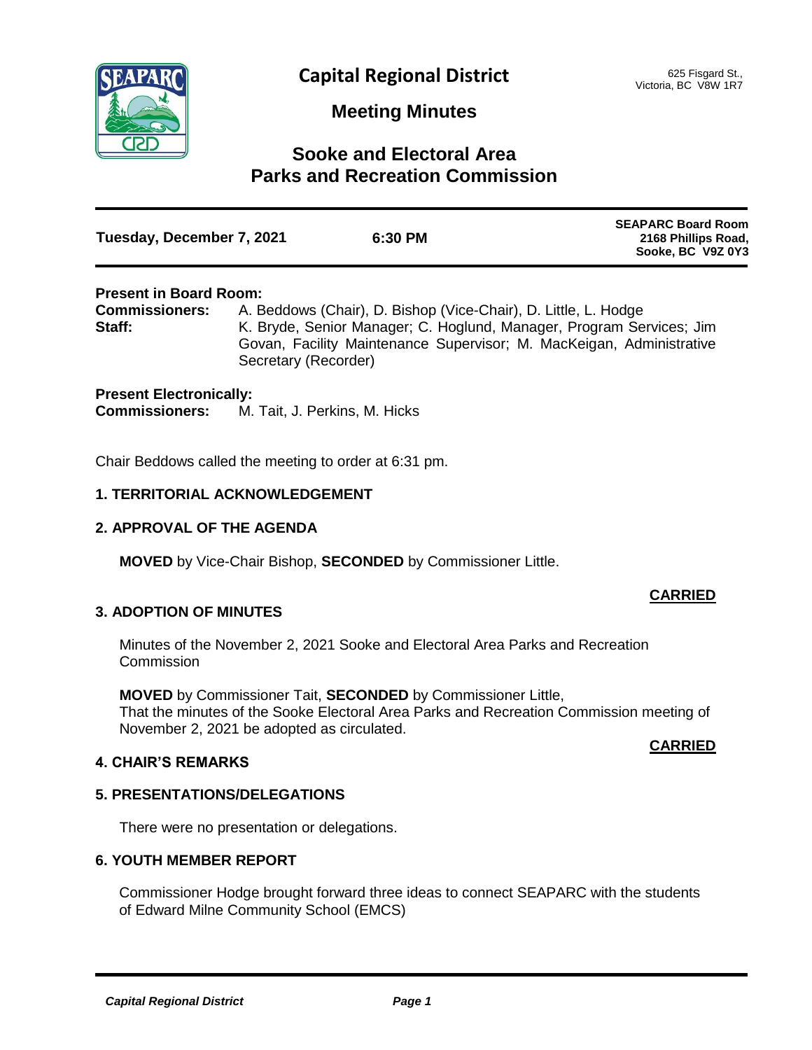# Capital Regional District

625 Fisgard St.,
Victoria, BC V8W 1R7

## Meeting Minutes

## Sooke and Electoral Area Parks and Recreation Commission

| **Tuesday, December 7, 2021** | **6:30 PM** | **SEAPARC Board Room 2168 Phillips Road, Sooke, BC V9Z 0Y3** |
|---|---|---|

**Present in Board Room:**
**Commissioners:** A. Beddows (Chair), D. Bishop (Vice-Chair), D. Little, L. Hodge
**Staff:** K. Bryde, Senior Manager; C. Hoglund, Manager, Program Services; Jim Govan, Facility Maintenance Supervisor; M. MacKeigan, Administrative Secretary (Recorder)

**Present Electronically:**
**Commissioners:** M. Tait, J. Perkins, M. Hicks

Chair Beddows called the meeting to order at 6:31 pm.

### 1. TERRITORIAL ACKNOWLEDGEMENT

### 2. APPROVAL OF THE AGENDA

**MOVED** by Vice-Chair Bishop, **SECONDED** by Commissioner Little.

**CARRIED**

### 3. ADOPTION OF MINUTES

Minutes of the November 2, 2021 Sooke and Electoral Area Parks and Recreation Commission

**MOVED** by Commissioner Tait, **SECONDED** by Commissioner Little,
That the minutes of the Sooke Electoral Area Parks and Recreation Commission meeting of November 2, 2021 be adopted as circulated.

**CARRIED**

### 4. CHAIR'S REMARKS

### 5. PRESENTATIONS/DELEGATIONS

There were no presentation or delegations.

### 6. YOUTH MEMBER REPORT

Commissioner Hodge brought forward three ideas to connect SEAPARC with the students of Edward Milne Community School (EMCS)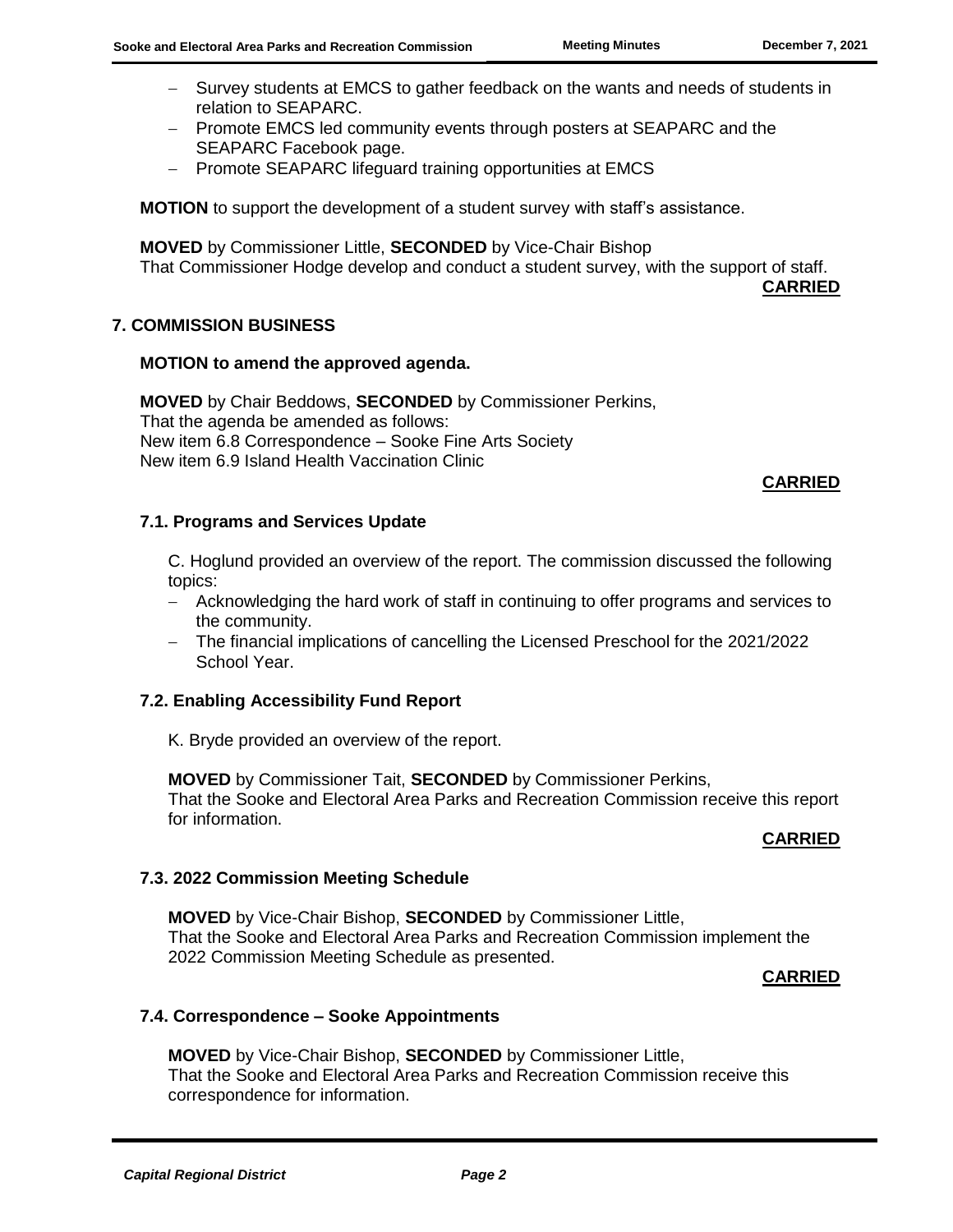- Survey students at EMCS to gather feedback on the wants and needs of students in relation to SEAPARC.
- Promote EMCS led community events through posters at SEAPARC and the SEAPARC Facebook page.
- Promote SEAPARC lifeguard training opportunities at EMCS

**MOTION** to support the development of a student survey with staff's assistance.

**MOVED** by Commissioner Little, **SECONDED** by Vice-Chair Bishop
That Commissioner Hodge develop and conduct a student survey, with the support of staff.

**CARRIED**

## 7. COMMISSION BUSINESS

**MOTION to amend the approved agenda.**

**MOVED** by Chair Beddows, **SECONDED** by Commissioner Perkins,
That the agenda be amended as follows:
New item 6.8 Correspondence – Sooke Fine Arts Society
New item 6.9 Island Health Vaccination Clinic

**CARRIED**

### 7.1. Programs and Services Update

C. Hoglund provided an overview of the report. The commission discussed the following topics:

- Acknowledging the hard work of staff in continuing to offer programs and services to the community.
- The financial implications of cancelling the Licensed Preschool for the 2021/2022 School Year.

### 7.2. Enabling Accessibility Fund Report

K. Bryde provided an overview of the report.

**MOVED** by Commissioner Tait, **SECONDED** by Commissioner Perkins,
That the Sooke and Electoral Area Parks and Recreation Commission receive this report for information.

**CARRIED**

### 7.3. 2022 Commission Meeting Schedule

**MOVED** by Vice-Chair Bishop, **SECONDED** by Commissioner Little,
That the Sooke and Electoral Area Parks and Recreation Commission implement the 2022 Commission Meeting Schedule as presented.

**CARRIED**

### 7.4. Correspondence – Sooke Appointments

**MOVED** by Vice-Chair Bishop, **SECONDED** by Commissioner Little,
That the Sooke and Electoral Area Parks and Recreation Commission receive this correspondence for information.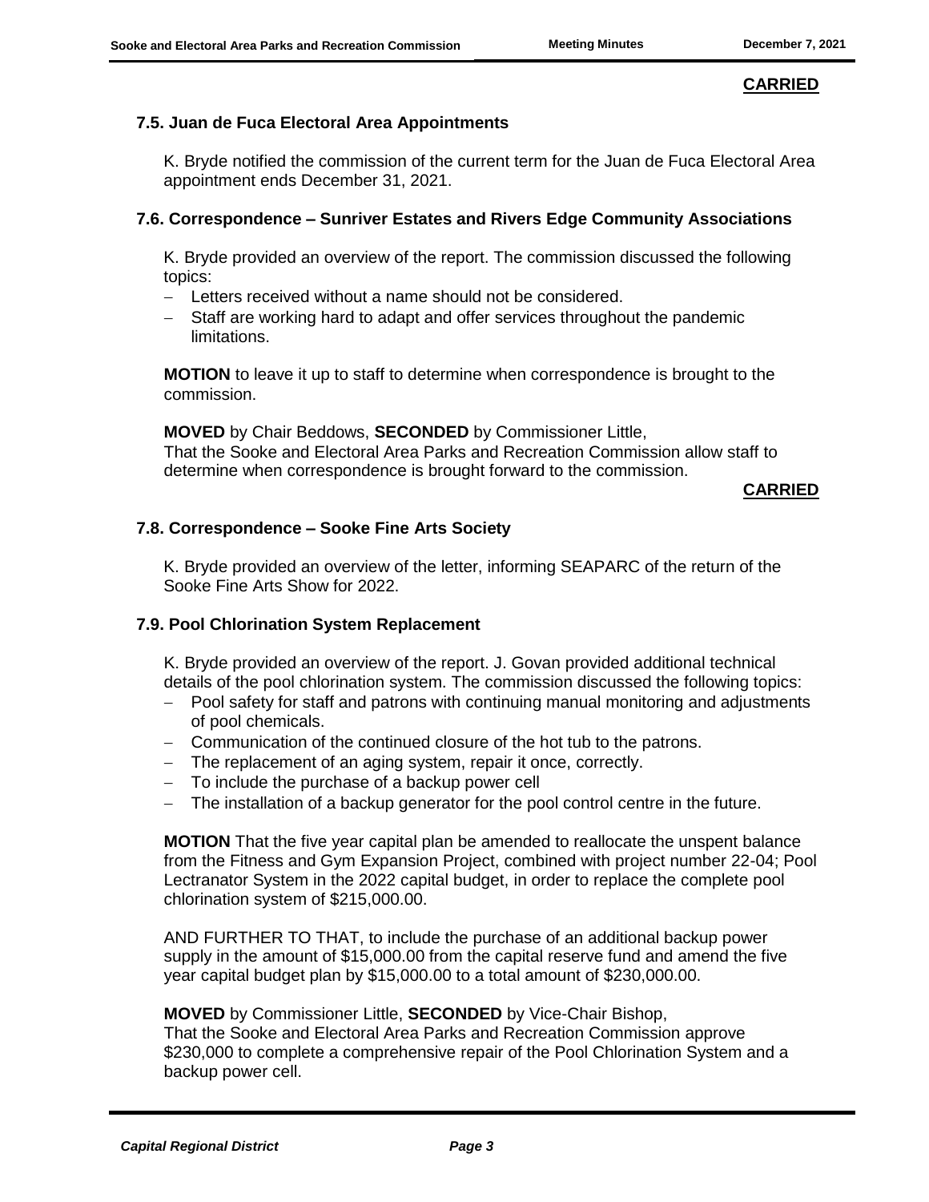**CARRIED**

### 7.5. Juan de Fuca Electoral Area Appointments

K. Bryde notified the commission of the current term for the Juan de Fuca Electoral Area appointment ends December 31, 2021.

### 7.6. Correspondence – Sunriver Estates and Rivers Edge Community Associations

K. Bryde provided an overview of the report. The commission discussed the following topics:

- Letters received without a name should not be considered.
- Staff are working hard to adapt and offer services throughout the pandemic limitations.

**MOTION** to leave it up to staff to determine when correspondence is brought to the commission.

**MOVED** by Chair Beddows, **SECONDED** by Commissioner Little,
That the Sooke and Electoral Area Parks and Recreation Commission allow staff to determine when correspondence is brought forward to the commission.

**CARRIED**

### 7.8. Correspondence – Sooke Fine Arts Society

K. Bryde provided an overview of the letter, informing SEAPARC of the return of the Sooke Fine Arts Show for 2022.

### 7.9. Pool Chlorination System Replacement

K. Bryde provided an overview of the report. J. Govan provided additional technical details of the pool chlorination system. The commission discussed the following topics:

- Pool safety for staff and patrons with continuing manual monitoring and adjustments of pool chemicals.
- Communication of the continued closure of the hot tub to the patrons.
- The replacement of an aging system, repair it once, correctly.
- To include the purchase of a backup power cell
- The installation of a backup generator for the pool control centre in the future.

**MOTION** That the five year capital plan be amended to reallocate the unspent balance from the Fitness and Gym Expansion Project, combined with project number 22-04; Pool Lectranator System in the 2022 capital budget, in order to replace the complete pool chlorination system of $215,000.00.

AND FURTHER TO THAT, to include the purchase of an additional backup power supply in the amount of $15,000.00 from the capital reserve fund and amend the five year capital budget plan by $15,000.00 to a total amount of $230,000.00.

**MOVED** by Commissioner Little, **SECONDED** by Vice-Chair Bishop,
That the Sooke and Electoral Area Parks and Recreation Commission approve $230,000 to complete a comprehensive repair of the Pool Chlorination System and a backup power cell.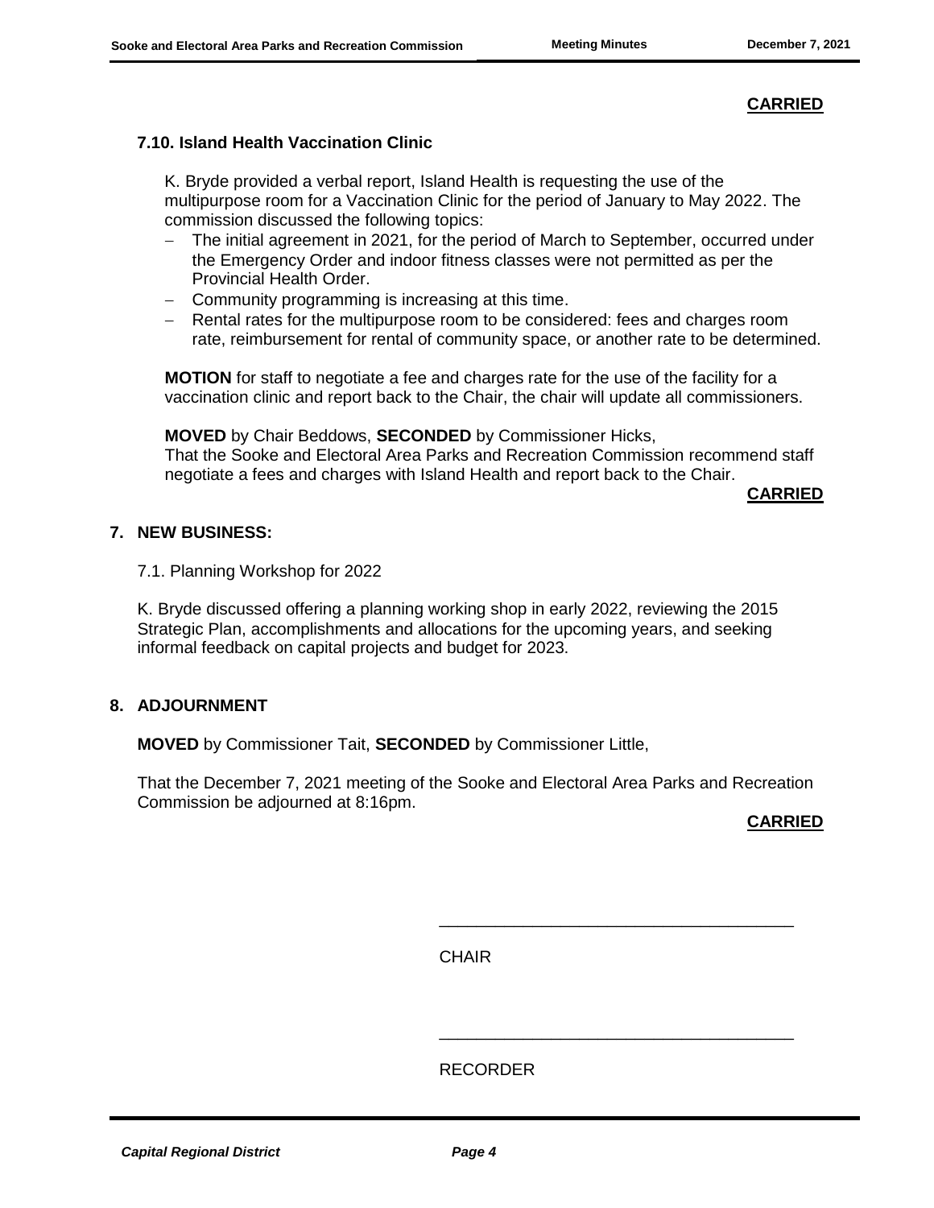**CARRIED**

### 7.10. Island Health Vaccination Clinic

K. Bryde provided a verbal report, Island Health is requesting the use of the multipurpose room for a Vaccination Clinic for the period of January to May 2022. The commission discussed the following topics:

- The initial agreement in 2021, for the period of March to September, occurred under the Emergency Order and indoor fitness classes were not permitted as per the Provincial Health Order.
- Community programming is increasing at this time.
- Rental rates for the multipurpose room to be considered: fees and charges room rate, reimbursement for rental of community space, or another rate to be determined.

**MOTION** for staff to negotiate a fee and charges rate for the use of the facility for a vaccination clinic and report back to the Chair, the chair will update all commissioners.

**MOVED** by Chair Beddows, **SECONDED** by Commissioner Hicks,
That the Sooke and Electoral Area Parks and Recreation Commission recommend staff negotiate a fees and charges with Island Health and report back to the Chair.

**CARRIED**

## 7. NEW BUSINESS:

7.1. Planning Workshop for 2022

K. Bryde discussed offering a planning working shop in early 2022, reviewing the 2015 Strategic Plan, accomplishments and allocations for the upcoming years, and seeking informal feedback on capital projects and budget for 2023.

## 8. ADJOURNMENT

**MOVED** by Commissioner Tait, **SECONDED** by Commissioner Little,

That the December 7, 2021 meeting of the Sooke and Electoral Area Parks and Recreation Commission be adjourned at 8:16pm.

**CARRIED**

\_\_\_\_\_\_\_\_\_\_\_\_\_\_\_\_\_\_\_\_\_\_\_\_\_\_\_\_\_\_\_\_\_\_\_\_\_\_

CHAIR

\_\_\_\_\_\_\_\_\_\_\_\_\_\_\_\_\_\_\_\_\_\_\_\_\_\_\_\_\_\_\_\_\_\_\_\_\_\_

RECORDER